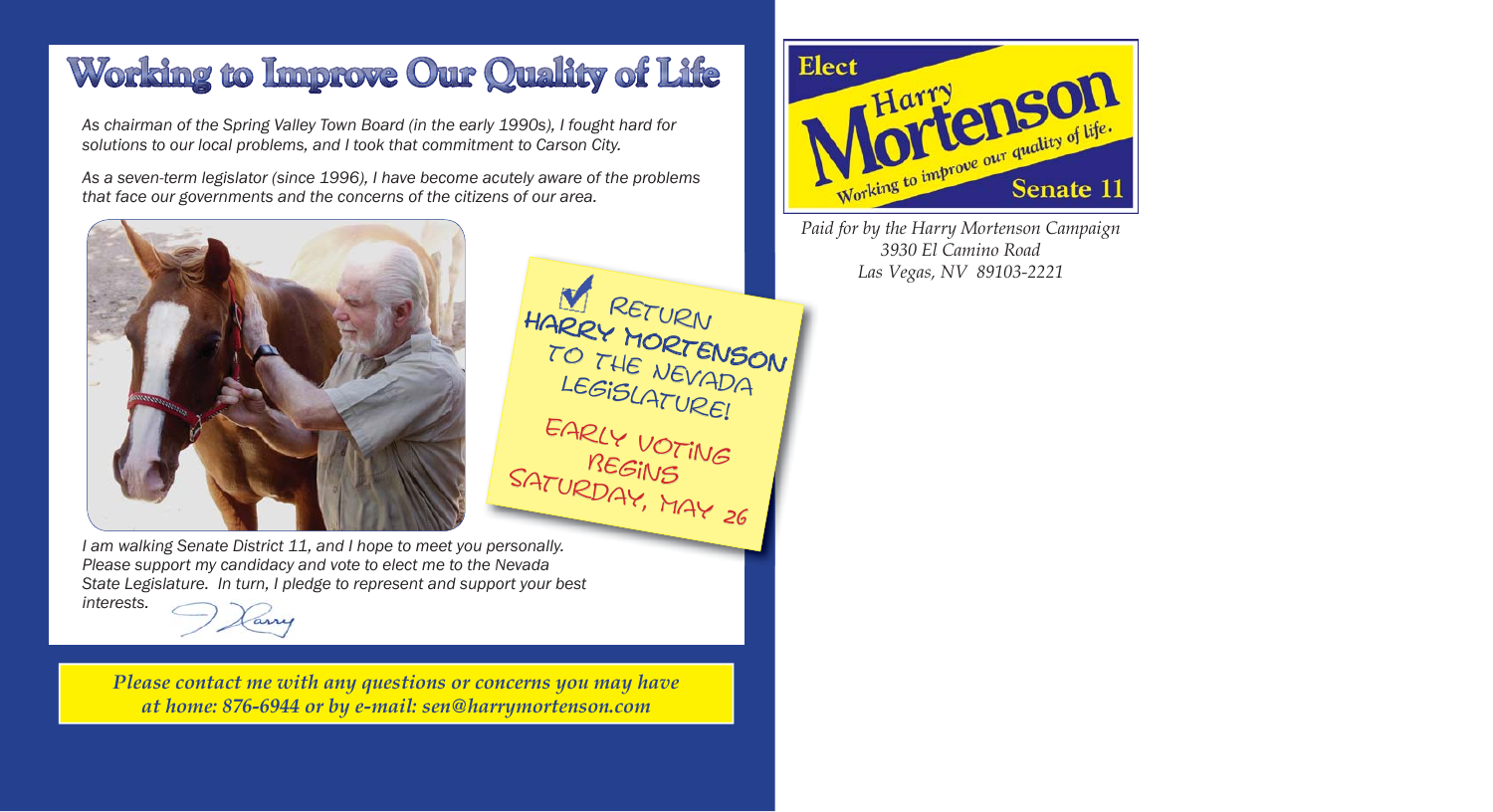# Working to Improve Our Quality of Life

*As chairman of the Spring Valley Town Board (in the early 1990s), I fought hard for solutions to our local problems, and I took that commitment to Carson City.*

*As a seven-term legislator (since 1996), I have become acutely aware of the problems that face our governments and the concerns of the citizens of our area.*

RETURN HARRY MORTENSON TO THE NEVADA LEGISLATURE!

EARLY VOTING BEGINS SATURDAY, MAY 26

*I am walking Senate District 11, and I hope to meet you personally. Please support my candidacy and vote to elect me to the Nevada State Legislature. In turn, I pledge to represent and support your best interests.*

Harry

***Please contact me with any questions or concerns you may have at home: 876-6944 or by e-mail: sen@harrymortenson.com***

**Elect Harry Mortenson**

*Working to improve our quality of life.*

**Senate 11**

*Paid for by the Harry Mortenson Campaign*
*3930 El Camino Road*
*Las Vegas, NV 89103-2221*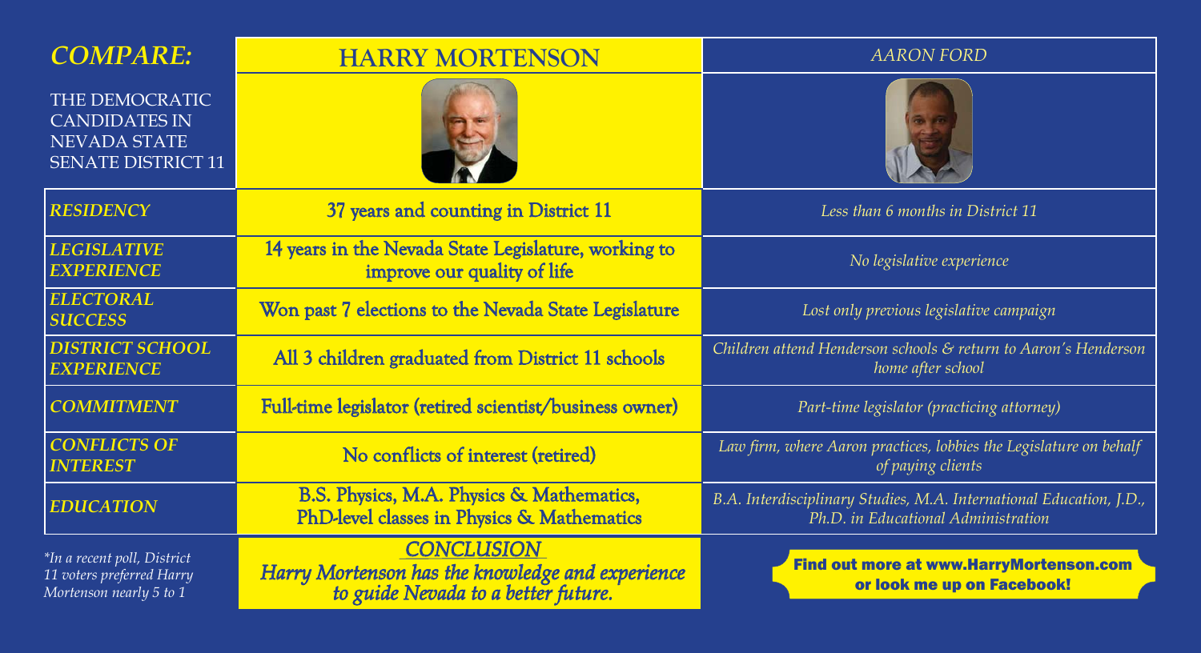| *COMPARE:* THE DEMOCRATIC CANDIDATES IN NEVADA STATE SENATE DISTRICT 11 | HARRY MORTENSON | *AARON FORD* |
|---|---|---|
| ***RESIDENCY*** | 37 years and counting in District 11 | *Less than 6 months in District 11* |
| ***LEGISLATIVE EXPERIENCE*** | 14 years in the Nevada State Legislature, working to improve our quality of life | *No legislative experience* |
| ***ELECTORAL SUCCESS*** | Won past 7 elections to the Nevada State Legislature | *Lost only previous legislative campaign* |
| ***DISTRICT SCHOOL EXPERIENCE*** | All 3 children graduated from District 11 schools | *Children attend Henderson schools & return to Aaron's Henderson home after school* |
| ***COMMITMENT*** | Full-time legislator (retired scientist/business owner) | *Part-time legislator (practicing attorney)* |
| ***CONFLICTS OF INTEREST*** | No conflicts of interest (retired) | *Law firm, where Aaron practices, lobbies the Legislature on behalf of paying clients* |
| ***EDUCATION*** | B.S. Physics, M.A. Physics & Mathematics, PhD-level classes in Physics & Mathematics | *B.A. Interdisciplinary Studies, M.A. International Education, J.D., Ph.D. in Educational Administration* |

*\*In a recent poll, District 11 voters preferred Harry Mortenson nearly 5 to 1*

***CONCLUSION***

***Harry Mortenson has the knowledge and experience to guide Nevada to a better future.***

**Find out more at www.HarryMortenson.com or look me up on Facebook!**